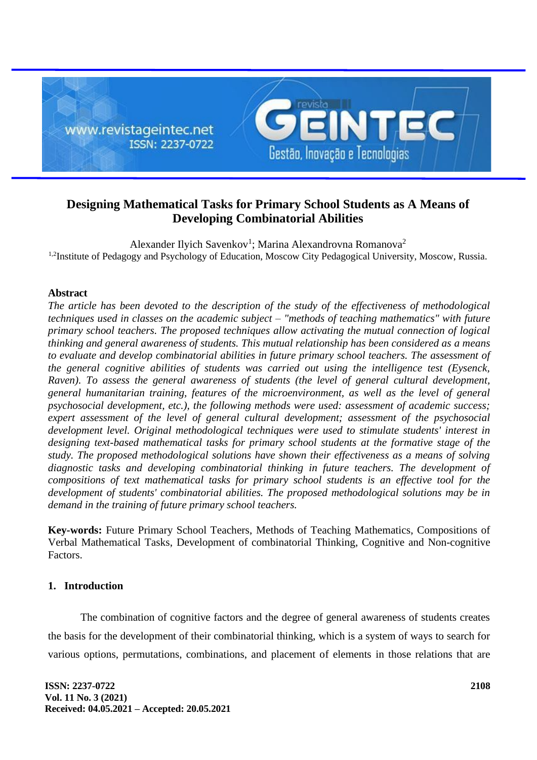# Designing Mathematical Tasks for Primary School Students as A Means of Developing Combinatorial Abilities

Alexander Ilyich Savenkov[1]; Marina Alexandrovna Romanova[2]

[1,2]Institute of Pedagogy and Psychology of Education, Moscow City Pedagogical University, Moscow, Russia.

## Abstract

*The article has been devoted to the description of the study of the effectiveness of methodological techniques used in classes on the academic subject – "methods of teaching mathematics" with future primary school teachers. The proposed techniques allow activating the mutual connection of logical thinking and general awareness of students. This mutual relationship has been considered as a means to evaluate and develop combinatorial abilities in future primary school teachers. The assessment of the general cognitive abilities of students was carried out using the intelligence test (Eysenck, Raven). To assess the general awareness of students (the level of general cultural development, general humanitarian training, features of the microenvironment, as well as the level of general psychosocial development, etc.), the following methods were used: assessment of academic success; expert assessment of the level of general cultural development; assessment of the psychosocial development level. Original methodological techniques were used to stimulate students' interest in designing text-based mathematical tasks for primary school students at the formative stage of the study. The proposed methodological solutions have shown their effectiveness as a means of solving diagnostic tasks and developing combinatorial thinking in future teachers. The development of compositions of text mathematical tasks for primary school students is an effective tool for the development of students' combinatorial abilities. The proposed methodological solutions may be in demand in the training of future primary school teachers.*

**Key-words:** Future Primary School Teachers, Methods of Teaching Mathematics, Compositions of Verbal Mathematical Tasks, Development of combinatorial Thinking, Cognitive and Non-cognitive Factors.

## 1. Introduction

The combination of cognitive factors and the degree of general awareness of students creates the basis for the development of their combinatorial thinking, which is a system of ways to search for various options, permutations, combinations, and placement of elements in those relations that are

Received: 04.05.2021 – Accepted: 20.05.2021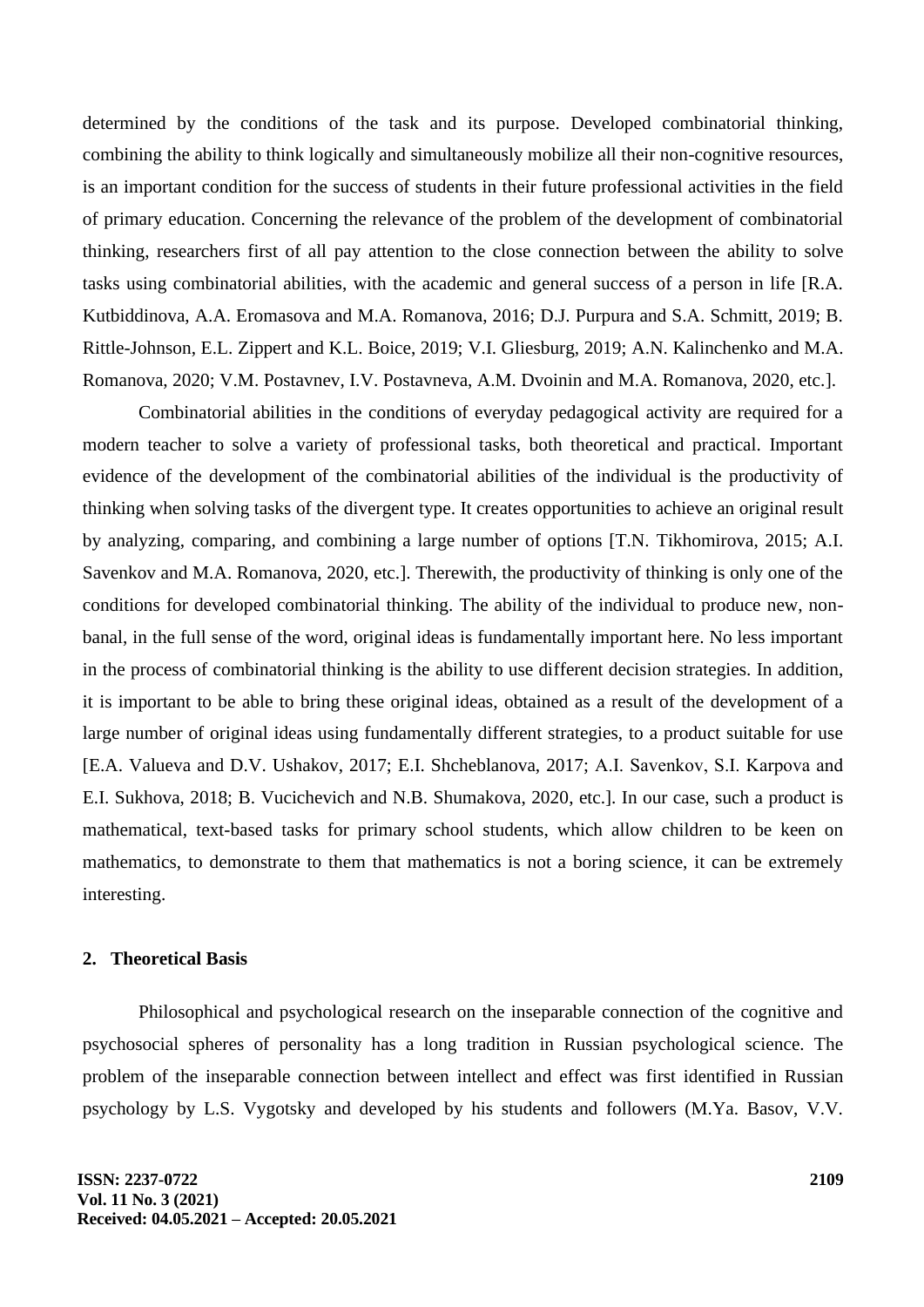determined by the conditions of the task and its purpose. Developed combinatorial thinking, combining the ability to think logically and simultaneously mobilize all their non-cognitive resources, is an important condition for the success of students in their future professional activities in the field of primary education. Concerning the relevance of the problem of the development of combinatorial thinking, researchers first of all pay attention to the close connection between the ability to solve tasks using combinatorial abilities, with the academic and general success of a person in life [R.A. Kutbiddinova, A.A. Eromasova and M.A. Romanova, 2016; D.J. Purpura and S.A. Schmitt, 2019; B. Rittle-Johnson, E.L. Zippert and K.L. Boice, 2019; V.I. Gliesburg, 2019; A.N. Kalinchenko and M.A. Romanova, 2020; V.M. Postavnev, I.V. Postavneva, A.M. Dvoinin and M.A. Romanova, 2020, etc.].

Combinatorial abilities in the conditions of everyday pedagogical activity are required for a modern teacher to solve a variety of professional tasks, both theoretical and practical. Important evidence of the development of the combinatorial abilities of the individual is the productivity of thinking when solving tasks of the divergent type. It creates opportunities to achieve an original result by analyzing, comparing, and combining a large number of options [T.N. Tikhomirova, 2015; A.I. Savenkov and M.A. Romanova, 2020, etc.]. Therewith, the productivity of thinking is only one of the conditions for developed combinatorial thinking. The ability of the individual to produce new, non-banal, in the full sense of the word, original ideas is fundamentally important here. No less important in the process of combinatorial thinking is the ability to use different decision strategies. In addition, it is important to be able to bring these original ideas, obtained as a result of the development of a large number of original ideas using fundamentally different strategies, to a product suitable for use [E.A. Valueva and D.V. Ushakov, 2017; E.I. Shcheblanova, 2017; A.I. Savenkov, S.I. Karpova and E.I. Sukhova, 2018; B. Vucichevich and N.B. Shumakova, 2020, etc.]. In our case, such a product is mathematical, text-based tasks for primary school students, which allow children to be keen on mathematics, to demonstrate to them that mathematics is not a boring science, it can be extremely interesting.

## 2. Theoretical Basis

Philosophical and psychological research on the inseparable connection of the cognitive and psychosocial spheres of personality has a long tradition in Russian psychological science. The problem of the inseparable connection between intellect and effect was first identified in Russian psychology by L.S. Vygotsky and developed by his students and followers (M.Ya. Basov, V.V.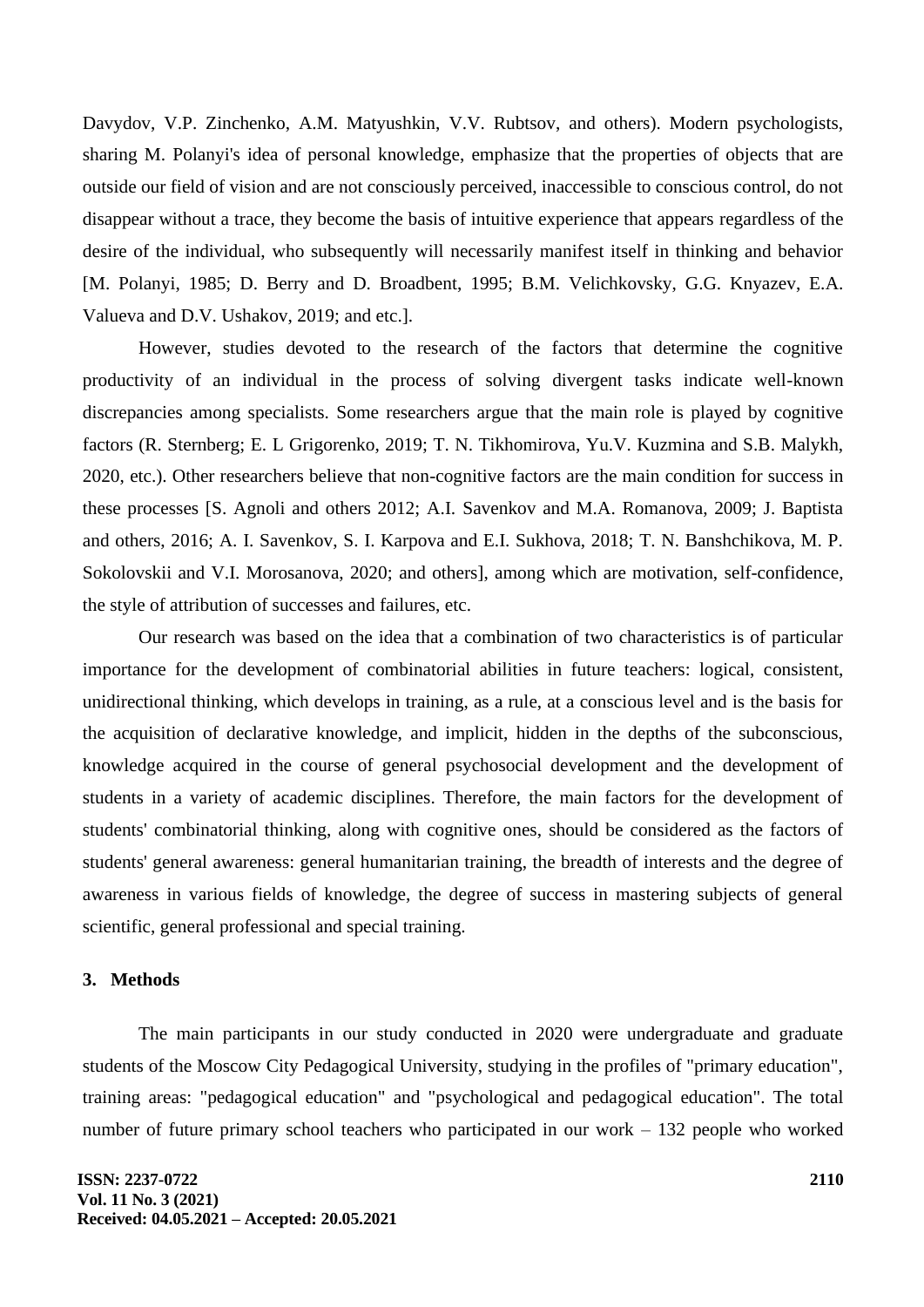Davydov, V.P. Zinchenko, A.M. Matyushkin, V.V. Rubtsov, and others). Modern psychologists, sharing M. Polanyi's idea of personal knowledge, emphasize that the properties of objects that are outside our field of vision and are not consciously perceived, inaccessible to conscious control, do not disappear without a trace, they become the basis of intuitive experience that appears regardless of the desire of the individual, who subsequently will necessarily manifest itself in thinking and behavior [M. Polanyi, 1985; D. Berry and D. Broadbent, 1995; B.M. Velichkovsky, G.G. Knyazev, E.A. Valueva and D.V. Ushakov, 2019; and etc.].

However, studies devoted to the research of the factors that determine the cognitive productivity of an individual in the process of solving divergent tasks indicate well-known discrepancies among specialists. Some researchers argue that the main role is played by cognitive factors (R. Sternberg; E. L Grigorenko, 2019; T. N. Tikhomirova, Yu.V. Kuzmina and S.B. Malykh, 2020, etc.). Other researchers believe that non-cognitive factors are the main condition for success in these processes [S. Agnoli and others 2012; A.I. Savenkov and M.A. Romanova, 2009; J. Baptista and others, 2016; A. I. Savenkov, S. I. Karpova and E.I. Sukhova, 2018; T. N. Banshchikova, M. P. Sokolovskii and V.I. Morosanova, 2020; and others], among which are motivation, self-confidence, the style of attribution of successes and failures, etc.

Our research was based on the idea that a combination of two characteristics is of particular importance for the development of combinatorial abilities in future teachers: logical, consistent, unidirectional thinking, which develops in training, as a rule, at a conscious level and is the basis for the acquisition of declarative knowledge, and implicit, hidden in the depths of the subconscious, knowledge acquired in the course of general psychosocial development and the development of students in a variety of academic disciplines. Therefore, the main factors for the development of students' combinatorial thinking, along with cognitive ones, should be considered as the factors of students' general awareness: general humanitarian training, the breadth of interests and the degree of awareness in various fields of knowledge, the degree of success in mastering subjects of general scientific, general professional and special training.

## 3. Methods

The main participants in our study conducted in 2020 were undergraduate and graduate students of the Moscow City Pedagogical University, studying in the profiles of "primary education", training areas: "pedagogical education" and "psychological and pedagogical education". The total number of future primary school teachers who participated in our work – 132 people who worked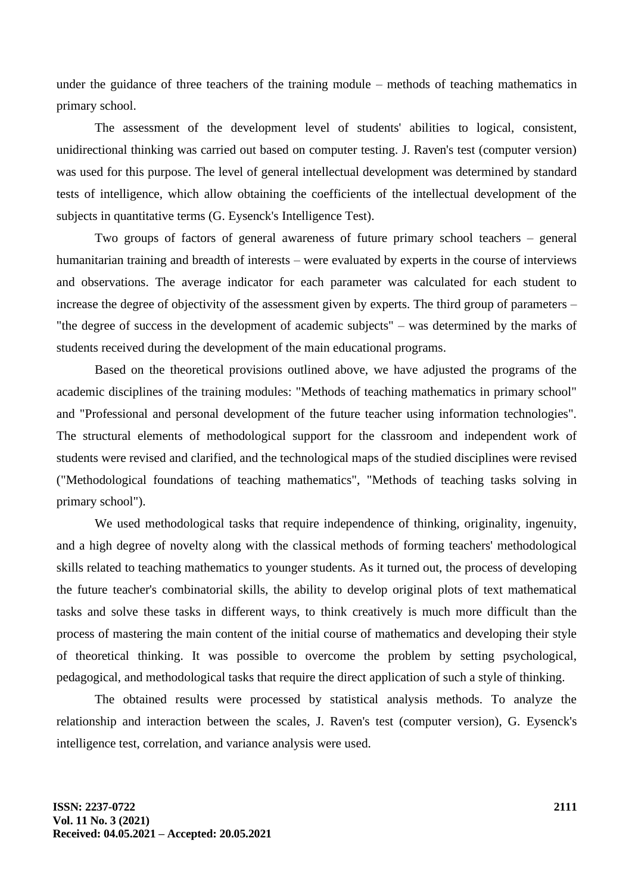under the guidance of three teachers of the training module – methods of teaching mathematics in primary school.

The assessment of the development level of students' abilities to logical, consistent, unidirectional thinking was carried out based on computer testing. J. Raven's test (computer version) was used for this purpose. The level of general intellectual development was determined by standard tests of intelligence, which allow obtaining the coefficients of the intellectual development of the subjects in quantitative terms (G. Eysenck's Intelligence Test).

Two groups of factors of general awareness of future primary school teachers – general humanitarian training and breadth of interests – were evaluated by experts in the course of interviews and observations. The average indicator for each parameter was calculated for each student to increase the degree of objectivity of the assessment given by experts. The third group of parameters – "the degree of success in the development of academic subjects" – was determined by the marks of students received during the development of the main educational programs.

Based on the theoretical provisions outlined above, we have adjusted the programs of the academic disciplines of the training modules: "Methods of teaching mathematics in primary school" and "Professional and personal development of the future teacher using information technologies". The structural elements of methodological support for the classroom and independent work of students were revised and clarified, and the technological maps of the studied disciplines were revised ("Methodological foundations of teaching mathematics", "Methods of teaching tasks solving in primary school").

We used methodological tasks that require independence of thinking, originality, ingenuity, and a high degree of novelty along with the classical methods of forming teachers' methodological skills related to teaching mathematics to younger students. As it turned out, the process of developing the future teacher's combinatorial skills, the ability to develop original plots of text mathematical tasks and solve these tasks in different ways, to think creatively is much more difficult than the process of mastering the main content of the initial course of mathematics and developing their style of theoretical thinking. It was possible to overcome the problem by setting psychological, pedagogical, and methodological tasks that require the direct application of such a style of thinking.

The obtained results were processed by statistical analysis methods. To analyze the relationship and interaction between the scales, J. Raven's test (computer version), G. Eysenck's intelligence test, correlation, and variance analysis were used.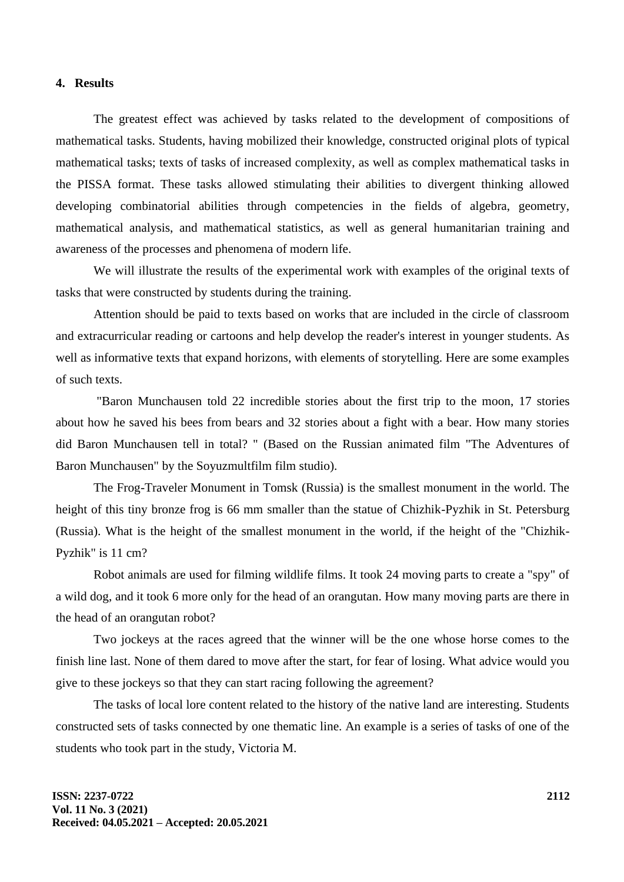## 4. Results

The greatest effect was achieved by tasks related to the development of compositions of mathematical tasks. Students, having mobilized their knowledge, constructed original plots of typical mathematical tasks; texts of tasks of increased complexity, as well as complex mathematical tasks in the PISSA format. These tasks allowed stimulating their abilities to divergent thinking allowed developing combinatorial abilities through competencies in the fields of algebra, geometry, mathematical analysis, and mathematical statistics, as well as general humanitarian training and awareness of the processes and phenomena of modern life.

We will illustrate the results of the experimental work with examples of the original texts of tasks that were constructed by students during the training.

Attention should be paid to texts based on works that are included in the circle of classroom and extracurricular reading or cartoons and help develop the reader's interest in younger students. As well as informative texts that expand horizons, with elements of storytelling. Here are some examples of such texts.

"Baron Munchausen told 22 incredible stories about the first trip to the moon, 17 stories about how he saved his bees from bears and 32 stories about a fight with a bear. How many stories did Baron Munchausen tell in total? " (Based on the Russian animated film "The Adventures of Baron Munchausen" by the Soyuzmultfilm film studio).

The Frog-Traveler Monument in Tomsk (Russia) is the smallest monument in the world. The height of this tiny bronze frog is 66 mm smaller than the statue of Chizhik-Pyzhik in St. Petersburg (Russia). What is the height of the smallest monument in the world, if the height of the "Chizhik-Pyzhik" is 11 cm?

Robot animals are used for filming wildlife films. It took 24 moving parts to create a "spy" of a wild dog, and it took 6 more only for the head of an orangutan. How many moving parts are there in the head of an orangutan robot?

Two jockeys at the races agreed that the winner will be the one whose horse comes to the finish line last. None of them dared to move after the start, for fear of losing. What advice would you give to these jockeys so that they can start racing following the agreement?

The tasks of local lore content related to the history of the native land are interesting. Students constructed sets of tasks connected by one thematic line. An example is a series of tasks of one of the students who took part in the study, Victoria M.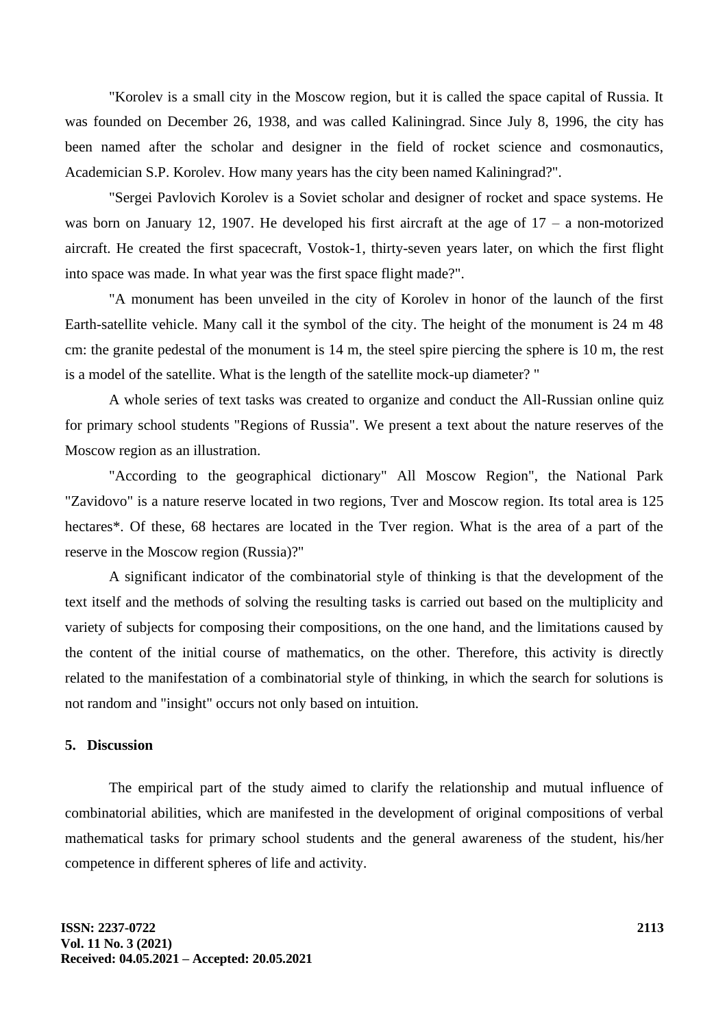"Korolev is a small city in the Moscow region, but it is called the space capital of Russia. It was founded on December 26, 1938, and was called Kaliningrad. Since July 8, 1996, the city has been named after the scholar and designer in the field of rocket science and cosmonautics, Academician S.P. Korolev. How many years has the city been named Kaliningrad?".

"Sergei Pavlovich Korolev is a Soviet scholar and designer of rocket and space systems. He was born on January 12, 1907. He developed his first aircraft at the age of 17 – a non-motorized aircraft. He created the first spacecraft, Vostok-1, thirty-seven years later, on which the first flight into space was made. In what year was the first space flight made?".

"A monument has been unveiled in the city of Korolev in honor of the launch of the first Earth-satellite vehicle. Many call it the symbol of the city. The height of the monument is 24 m 48 cm: the granite pedestal of the monument is 14 m, the steel spire piercing the sphere is 10 m, the rest is a model of the satellite. What is the length of the satellite mock-up diameter? "

A whole series of text tasks was created to organize and conduct the All-Russian online quiz for primary school students "Regions of Russia". We present a text about the nature reserves of the Moscow region as an illustration.

"According to the geographical dictionary" All Moscow Region", the National Park "Zavidovo" is a nature reserve located in two regions, Tver and Moscow region. Its total area is 125 hectares*. Of these, 68 hectares are located in the Tver region. What is the area of a part of the reserve in the Moscow region (Russia)?"

A significant indicator of the combinatorial style of thinking is that the development of the text itself and the methods of solving the resulting tasks is carried out based on the multiplicity and variety of subjects for composing their compositions, on the one hand, and the limitations caused by the content of the initial course of mathematics, on the other. Therefore, this activity is directly related to the manifestation of a combinatorial style of thinking, in which the search for solutions is not random and "insight" occurs not only based on intuition.

## 5. Discussion

The empirical part of the study aimed to clarify the relationship and mutual influence of combinatorial abilities, which are manifested in the development of original compositions of verbal mathematical tasks for primary school students and the general awareness of the student, his/her competence in different spheres of life and activity.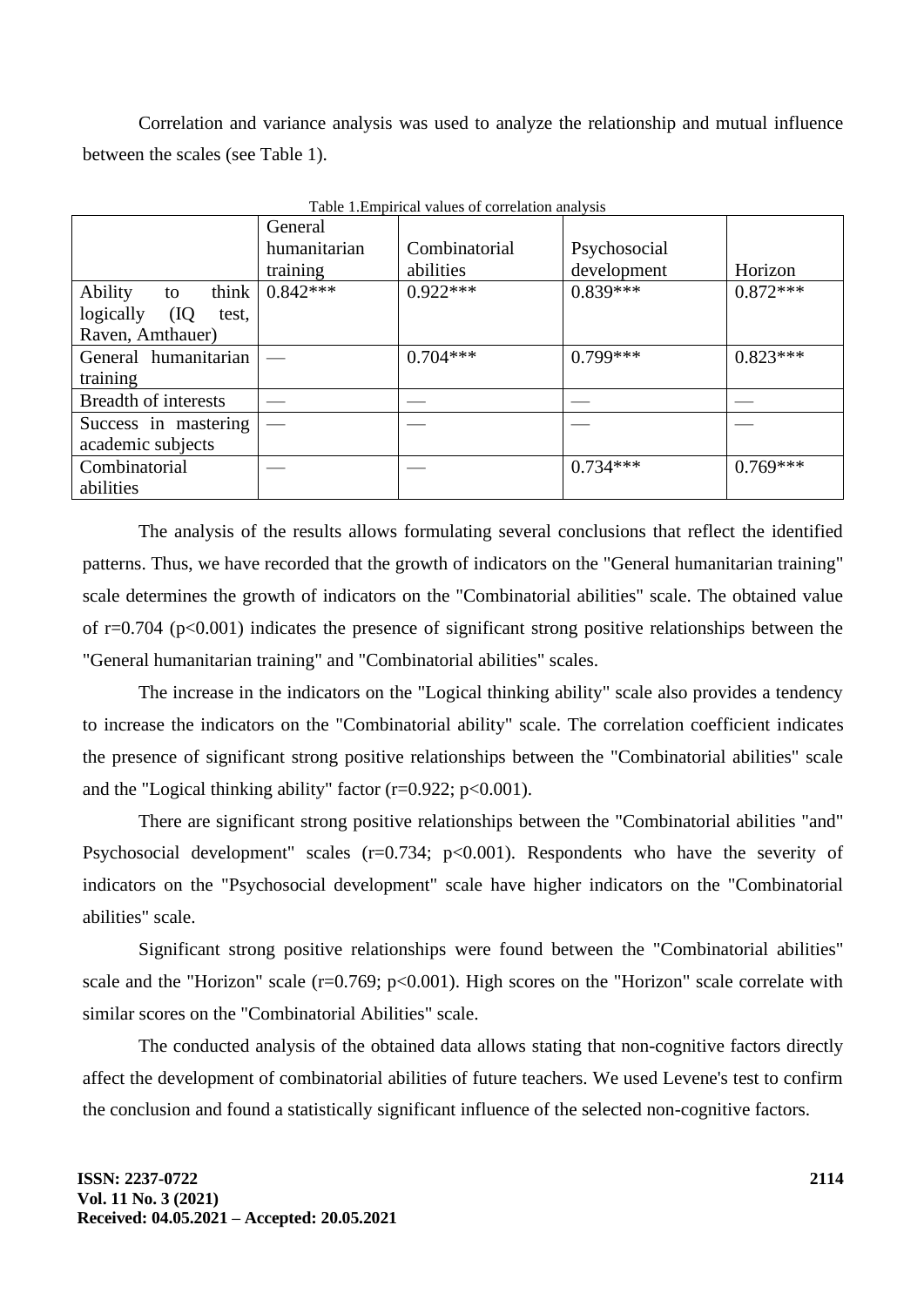Correlation and variance analysis was used to analyze the relationship and mutual influence between the scales (see Table 1).

Table 1.Empirical values of correlation analysis

| | General humanitarian training | Combinatorial abilities | Psychosocial development | Horizon |
|---|---|---|---|---|
| Ability to think logically (IQ test, Raven, Amthauer) | 0.842*** | 0.922*** | 0.839*** | 0.872*** |
| General humanitarian training | — | 0.704*** | 0.799*** | 0.823*** |
| Breadth of interests | — | — | — | — |
| Success in mastering academic subjects | — | — | — | — |
| Combinatorial abilities | — | — | 0.734*** | 0.769*** |

The analysis of the results allows formulating several conclusions that reflect the identified patterns. Thus, we have recorded that the growth of indicators on the "General humanitarian training" scale determines the growth of indicators on the "Combinatorial abilities" scale. The obtained value of r=0.704 ($p<0.001$) indicates the presence of significant strong positive relationships between the "General humanitarian training" and "Combinatorial abilities" scales.

The increase in the indicators on the "Logical thinking ability" scale also provides a tendency to increase the indicators on the "Combinatorial ability" scale. The correlation coefficient indicates the presence of significant strong positive relationships between the "Combinatorial abilities" scale and the "Logical thinking ability" factor (r=0.922; $p<0.001$).

There are significant strong positive relationships between the "Combinatorial abilities "and" Psychosocial development" scales (r=0.734; $p<0.001$). Respondents who have the severity of indicators on the "Psychosocial development" scale have higher indicators on the "Combinatorial abilities" scale.

Significant strong positive relationships were found between the "Combinatorial abilities" scale and the "Horizon" scale (r=0.769; $p<0.001$). High scores on the "Horizon" scale correlate with similar scores on the "Combinatorial Abilities" scale.

The conducted analysis of the obtained data allows stating that non-cognitive factors directly affect the development of combinatorial abilities of future teachers. We used Levene's test to confirm the conclusion and found a statistically significant influence of the selected non-cognitive factors.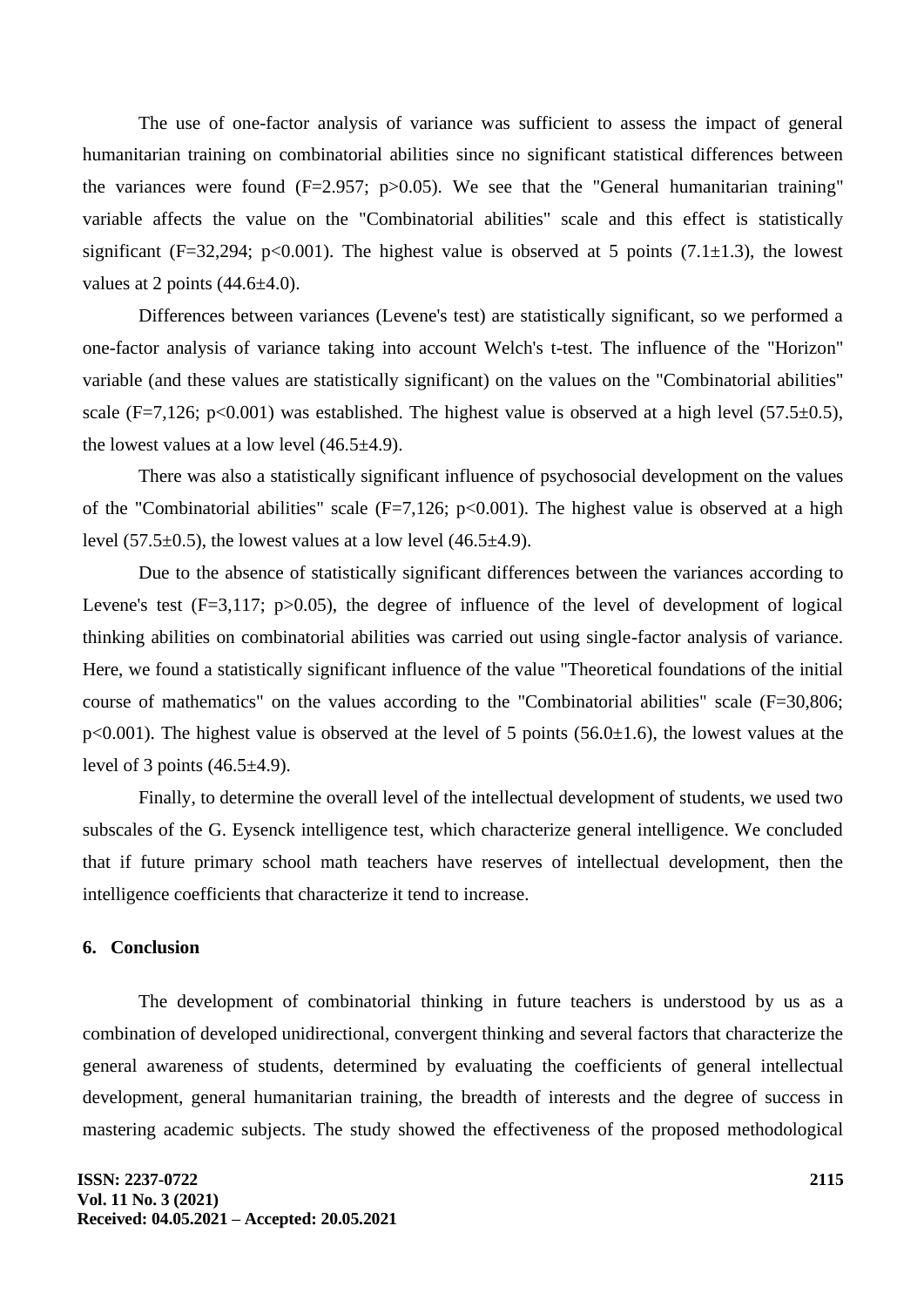The use of one-factor analysis of variance was sufficient to assess the impact of general humanitarian training on combinatorial abilities since no significant statistical differences between the variances were found ($F=2.957$; $p>0.05$). We see that the "General humanitarian training" variable affects the value on the "Combinatorial abilities" scale and this effect is statistically significant ($F=32,294$; $p<0.001$). The highest value is observed at 5 points ($7.1\pm1.3$), the lowest values at 2 points ($44.6\pm4.0$).

Differences between variances (Levene's test) are statistically significant, so we performed a one-factor analysis of variance taking into account Welch's t-test. The influence of the "Horizon" variable (and these values are statistically significant) on the values on the "Combinatorial abilities" scale ($F=7,126$; $p<0.001$) was established. The highest value is observed at a high level ($57.5\pm0.5$), the lowest values at a low level ($46.5\pm4.9$).

There was also a statistically significant influence of psychosocial development on the values of the "Combinatorial abilities" scale ($F=7,126$; $p<0.001$). The highest value is observed at a high level ($57.5\pm0.5$), the lowest values at a low level ($46.5\pm4.9$).

Due to the absence of statistically significant differences between the variances according to Levene's test ($F=3,117$; $p>0.05$), the degree of influence of the level of development of logical thinking abilities on combinatorial abilities was carried out using single-factor analysis of variance. Here, we found a statistically significant influence of the value "Theoretical foundations of the initial course of mathematics" on the values according to the "Combinatorial abilities" scale ($F=30,806$; $p<0.001$). The highest value is observed at the level of 5 points ($56.0\pm1.6$), the lowest values at the level of 3 points ($46.5\pm4.9$).

Finally, to determine the overall level of the intellectual development of students, we used two subscales of the G. Eysenck intelligence test, which characterize general intelligence. We concluded that if future primary school math teachers have reserves of intellectual development, then the intelligence coefficients that characterize it tend to increase.

## 6. Conclusion

The development of combinatorial thinking in future teachers is understood by us as a combination of developed unidirectional, convergent thinking and several factors that characterize the general awareness of students, determined by evaluating the coefficients of general intellectual development, general humanitarian training, the breadth of interests and the degree of success in mastering academic subjects. The study showed the effectiveness of the proposed methodological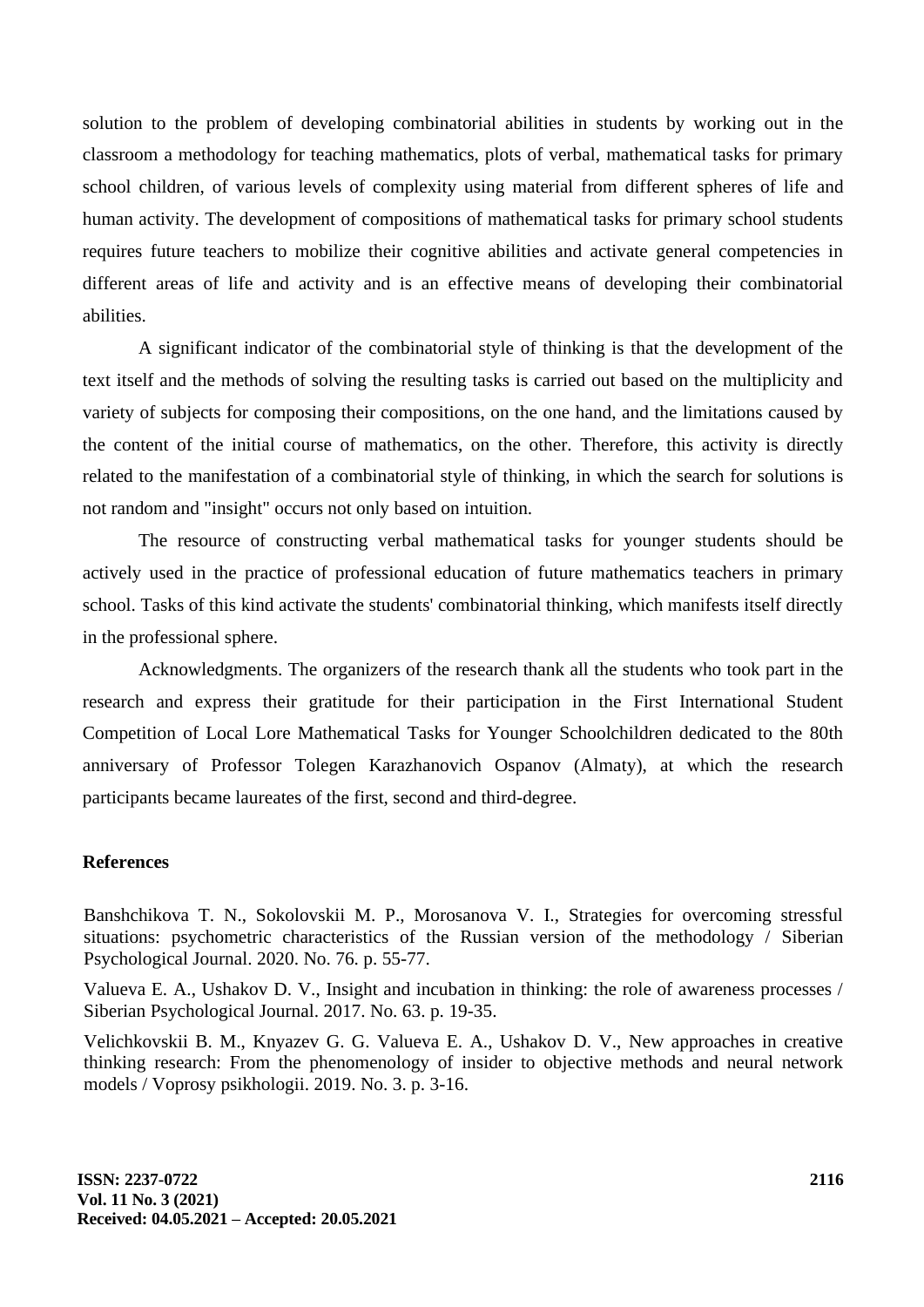solution to the problem of developing combinatorial abilities in students by working out in the classroom a methodology for teaching mathematics, plots of verbal, mathematical tasks for primary school children, of various levels of complexity using material from different spheres of life and human activity. The development of compositions of mathematical tasks for primary school students requires future teachers to mobilize their cognitive abilities and activate general competencies in different areas of life and activity and is an effective means of developing their combinatorial abilities.

A significant indicator of the combinatorial style of thinking is that the development of the text itself and the methods of solving the resulting tasks is carried out based on the multiplicity and variety of subjects for composing their compositions, on the one hand, and the limitations caused by the content of the initial course of mathematics, on the other. Therefore, this activity is directly related to the manifestation of a combinatorial style of thinking, in which the search for solutions is not random and "insight" occurs not only based on intuition.

The resource of constructing verbal mathematical tasks for younger students should be actively used in the practice of professional education of future mathematics teachers in primary school. Tasks of this kind activate the students' combinatorial thinking, which manifests itself directly in the professional sphere.

Acknowledgments. The organizers of the research thank all the students who took part in the research and express their gratitude for their participation in the First International Student Competition of Local Lore Mathematical Tasks for Younger Schoolchildren dedicated to the 80th anniversary of Professor Tolegen Karazhanovich Ospanov (Almaty), at which the research participants became laureates of the first, second and third-degree.

**References**

Banshchikova T. N., Sokolovskii M. P., Morosanova V. I., Strategies for overcoming stressful situations: psychometric characteristics of the Russian version of the methodology / Siberian Psychological Journal. 2020. No. 76. p. 55-77.

Valueva E. A., Ushakov D. V., Insight and incubation in thinking: the role of awareness processes / Siberian Psychological Journal. 2017. No. 63. p. 19-35.

Velichkovskii B. M., Knyazev G. G. Valueva E. A., Ushakov D. V., New approaches in creative thinking research: From the phenomenology of insider to objective methods and neural network models / Voprosy psikhologii. 2019. No. 3. p. 3-16.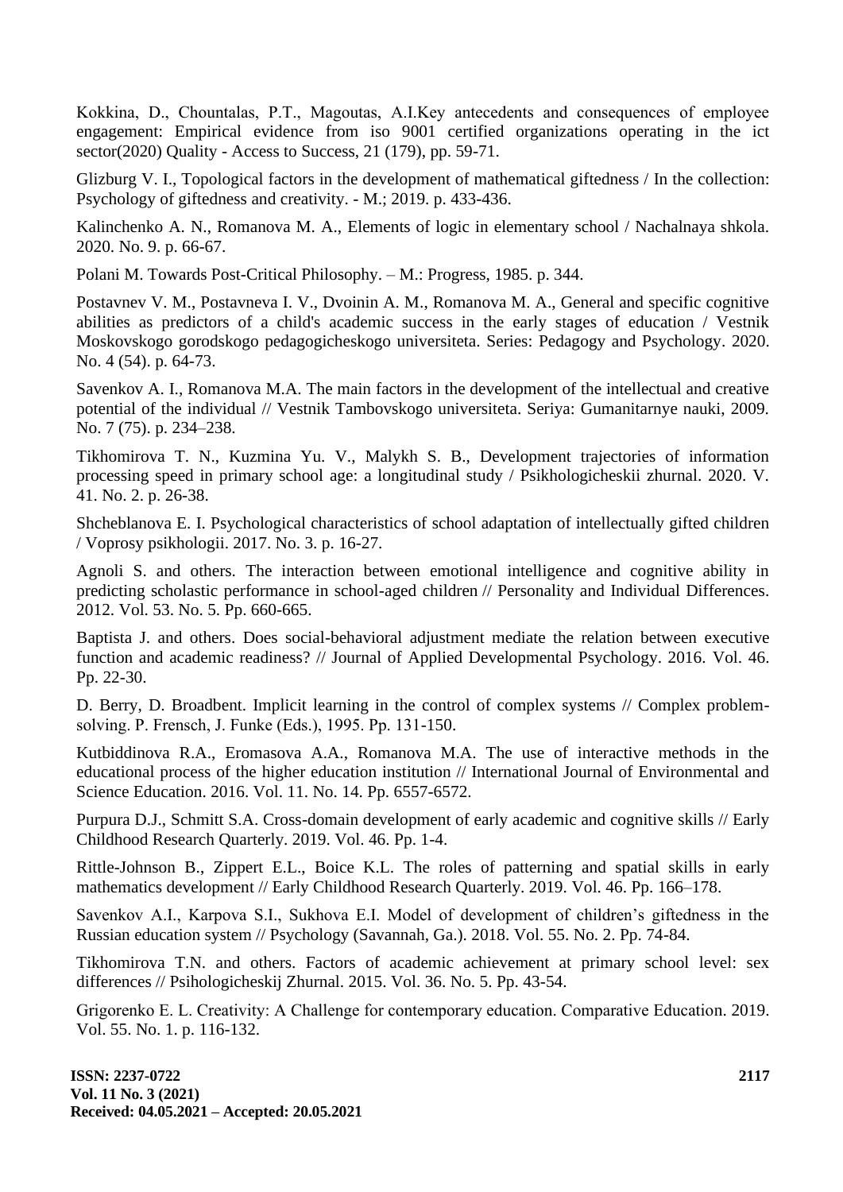Kokkina, D., Chountalas, P.T., Magoutas, A.I.Key antecedents and consequences of employee engagement: Empirical evidence from iso 9001 certified organizations operating in the ict sector(2020) Quality - Access to Success, 21 (179), pp. 59-71.

Glizburg V. I., Topological factors in the development of mathematical giftedness / In the collection: Psychology of giftedness and creativity. - M.; 2019. p. 433-436.

Kalinchenko A. N., Romanova M. A., Elements of logic in elementary school / Nachalnaya shkola. 2020. No. 9. p. 66-67.

Polani M. Towards Post-Critical Philosophy. – M.: Progress, 1985. p. 344.

Postavnev V. M., Postavneva I. V., Dvoinin A. M., Romanova M. A., General and specific cognitive abilities as predictors of a child's academic success in the early stages of education / Vestnik Moskovskogo gorodskogo pedagogicheskogo universiteta. Series: Pedagogy and Psychology. 2020. No. 4 (54). p. 64-73.

Savenkov A. I., Romanova M.A. The main factors in the development of the intellectual and creative potential of the individual // Vestnik Tambovskogo universiteta. Seriya: Gumanitarnye nauki, 2009. No. 7 (75). p. 234–238.

Tikhomirova T. N., Kuzmina Yu. V., Malykh S. B., Development trajectories of information processing speed in primary school age: a longitudinal study / Psikhologicheskii zhurnal. 2020. V. 41. No. 2. p. 26-38.

Shcheblanova E. I. Psychological characteristics of school adaptation of intellectually gifted children / Voprosy psikhologii. 2017. No. 3. p. 16-27.

Agnoli S. and others. The interaction between emotional intelligence and cognitive ability in predicting scholastic performance in school-aged children // Personality and Individual Differences. 2012. Vol. 53. No. 5. Pp. 660-665.

Baptista J. and others. Does social-behavioral adjustment mediate the relation between executive function and academic readiness? // Journal of Applied Developmental Psychology. 2016. Vol. 46. Pp. 22-30.

D. Berry, D. Broadbent. Implicit learning in the control of complex systems // Complex problem-solving. P. Frensch, J. Funke (Eds.), 1995. Pp. 131-150.

Kutbiddinova R.A., Eromasova A.A., Romanova M.A. The use of interactive methods in the educational process of the higher education institution // International Journal of Environmental and Science Education. 2016. Vol. 11. No. 14. Pp. 6557-6572.

Purpura D.J., Schmitt S.A. Cross-domain development of early academic and cognitive skills // Early Childhood Research Quarterly. 2019. Vol. 46. Pp. 1-4.

Rittle-Johnson B., Zippert E.L., Boice K.L. The roles of patterning and spatial skills in early mathematics development // Early Childhood Research Quarterly. 2019. Vol. 46. Pp. 166–178.

Savenkov A.I., Karpova S.I., Sukhova E.I. Model of development of children's giftedness in the Russian education system // Psychology (Savannah, Ga.). 2018. Vol. 55. No. 2. Pp. 74-84.

Tikhomirova T.N. and others. Factors of academic achievement at primary school level: sex differences // Psihologicheskij Zhurnal. 2015. Vol. 36. No. 5. Pp. 43-54.

Grigorenko E. L. Creativity: A Challenge for contemporary education. Comparative Education. 2019. Vol. 55. No. 1. p. 116-132.